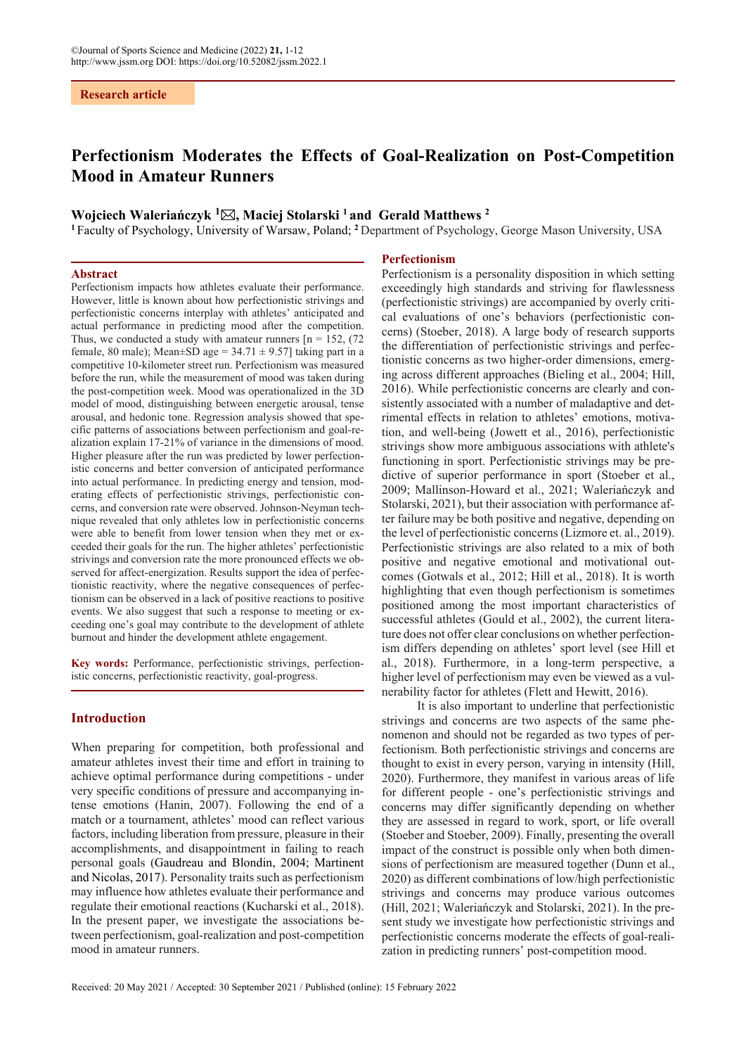Research article

# Perfectionism Moderates the Effects of Goal-Realization on Post-Competition Mood in Amateur Runners

**Wojciech Waleriańczyk [1]✉, Maciej Stolarski [1] and Gerald Matthews [2]**

[1] Faculty of Psychology, University of Warsaw, Poland; [2] Department of Psychology, George Mason University, USA

## Abstract

Perfectionism impacts how athletes evaluate their performance. However, little is known about how perfectionistic strivings and perfectionistic concerns interplay with athletes' anticipated and actual performance in predicting mood after the competition. Thus, we conducted a study with amateur runners [n = 152, (72 female, 80 male); Mean±SD age = 34.71 ± 9.57] taking part in a competitive 10-kilometer street run. Perfectionism was measured before the run, while the measurement of mood was taken during the post-competition week. Mood was operationalized in the 3D model of mood, distinguishing between energetic arousal, tense arousal, and hedonic tone. Regression analysis showed that specific patterns of associations between perfectionism and goal-realization explain 17-21% of variance in the dimensions of mood. Higher pleasure after the run was predicted by lower perfectionistic concerns and better conversion of anticipated performance into actual performance. In predicting energy and tension, moderating effects of perfectionistic strivings, perfectionistic concerns, and conversion rate were observed. Johnson-Neyman technique revealed that only athletes low in perfectionistic concerns were able to benefit from lower tension when they met or exceeded their goals for the run. The higher athletes' perfectionistic strivings and conversion rate the more pronounced effects we observed for affect-energization. Results support the idea of perfectionistic reactivity, where the negative consequences of perfectionism can be observed in a lack of positive reactions to positive events. We also suggest that such a response to meeting or exceeding one's goal may contribute to the development of athlete burnout and hinder the development athlete engagement.

**Key words:** Performance, perfectionistic strivings, perfectionistic concerns, perfectionistic reactivity, goal-progress.

## Introduction

When preparing for competition, both professional and amateur athletes invest their time and effort in training to achieve optimal performance during competitions - under very specific conditions of pressure and accompanying intense emotions (Hanin, 2007). Following the end of a match or a tournament, athletes' mood can reflect various factors, including liberation from pressure, pleasure in their accomplishments, and disappointment in failing to reach personal goals (Gaudreau and Blondin, 2004; Martinent and Nicolas, 2017). Personality traits such as perfectionism may influence how athletes evaluate their performance and regulate their emotional reactions (Kucharski et al., 2018). In the present paper, we investigate the associations between perfectionism, goal-realization and post-competition mood in amateur runners.

## Perfectionism

Perfectionism is a personality disposition in which setting exceedingly high standards and striving for flawlessness (perfectionistic strivings) are accompanied by overly critical evaluations of one's behaviors (perfectionistic concerns) (Stoeber, 2018). A large body of research supports the differentiation of perfectionistic strivings and perfectionistic concerns as two higher-order dimensions, emerging across different approaches (Bieling et al., 2004; Hill, 2016). While perfectionistic concerns are clearly and consistently associated with a number of maladaptive and detrimental effects in relation to athletes' emotions, motivation, and well-being (Jowett et al., 2016), perfectionistic strivings show more ambiguous associations with athlete's functioning in sport. Perfectionistic strivings may be predictive of superior performance in sport (Stoeber et al., 2009; Mallinson-Howard et al., 2021; Waleriańczyk and Stolarski, 2021), but their association with performance after failure may be both positive and negative, depending on the level of perfectionistic concerns (Lizmore et. al., 2019). Perfectionistic strivings are also related to a mix of both positive and negative emotional and motivational outcomes (Gotwals et al., 2012; Hill et al., 2018). It is worth highlighting that even though perfectionism is sometimes positioned among the most important characteristics of successful athletes (Gould et al., 2002), the current literature does not offer clear conclusions on whether perfectionism differs depending on athletes' sport level (see Hill et al., 2018). Furthermore, in a long-term perspective, a higher level of perfectionism may even be viewed as a vulnerability factor for athletes (Flett and Hewitt, 2016).

It is also important to underline that perfectionistic strivings and concerns are two aspects of the same phenomenon and should not be regarded as two types of perfectionism. Both perfectionistic strivings and concerns are thought to exist in every person, varying in intensity (Hill, 2020). Furthermore, they manifest in various areas of life for different people - one's perfectionistic strivings and concerns may differ significantly depending on whether they are assessed in regard to work, sport, or life overall (Stoeber and Stoeber, 2009). Finally, presenting the overall impact of the construct is possible only when both dimensions of perfectionism are measured together (Dunn et al., 2020) as different combinations of low/high perfectionistic strivings and concerns may produce various outcomes (Hill, 2021; Waleriańczyk and Stolarski, 2021). In the present study we investigate how perfectionistic strivings and perfectionistic concerns moderate the effects of goal-realization in predicting runners' post-competition mood.

Received: 20 May 2021 / Accepted: 30 September 2021 / Published (online): 15 February 2022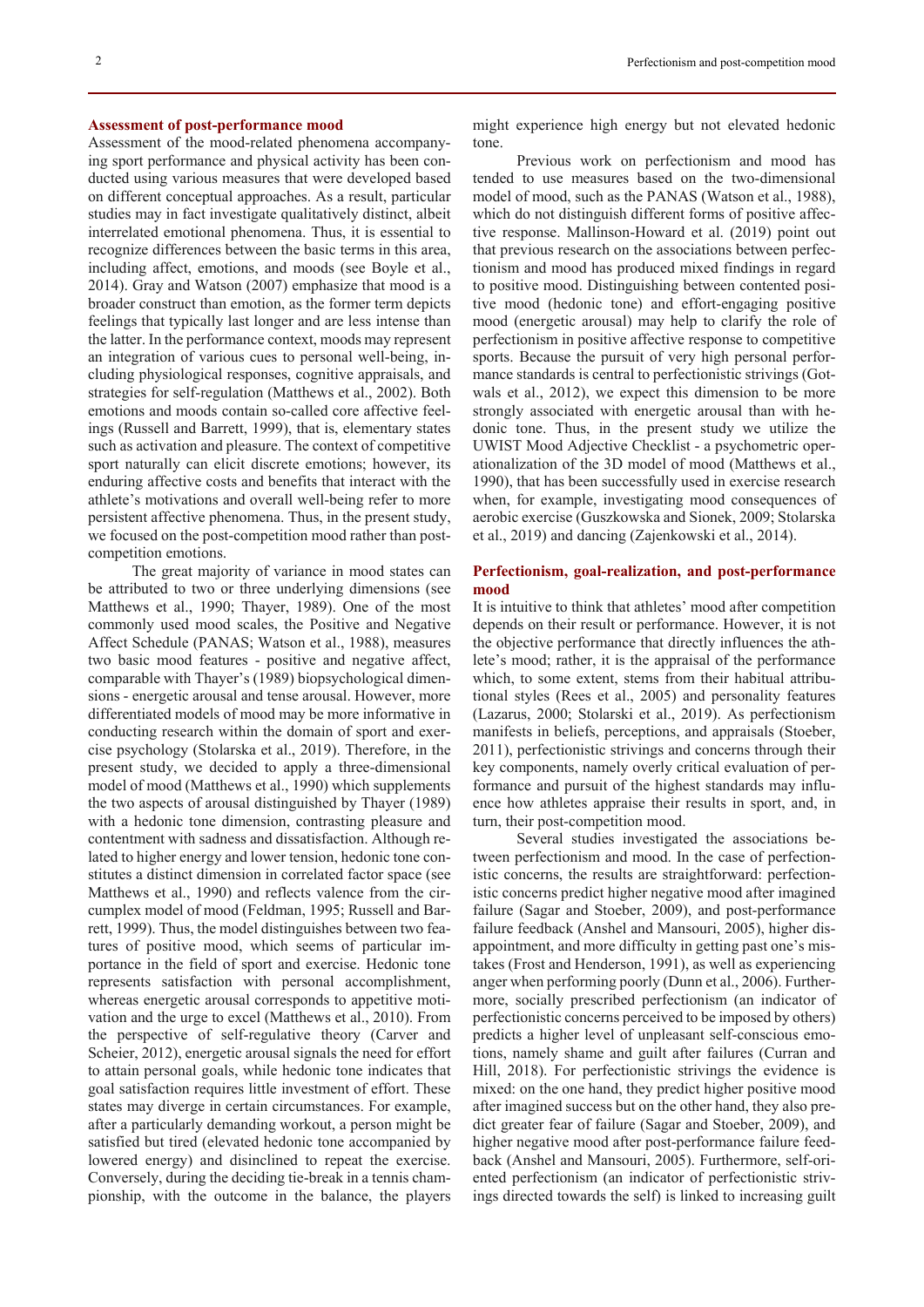## Assessment of post-performance mood

Assessment of the mood-related phenomena accompanying sport performance and physical activity has been conducted using various measures that were developed based on different conceptual approaches. As a result, particular studies may in fact investigate qualitatively distinct, albeit interrelated emotional phenomena. Thus, it is essential to recognize differences between the basic terms in this area, including affect, emotions, and moods (see Boyle et al., 2014). Gray and Watson (2007) emphasize that mood is a broader construct than emotion, as the former term depicts feelings that typically last longer and are less intense than the latter. In the performance context, moods may represent an integration of various cues to personal well-being, including physiological responses, cognitive appraisals, and strategies for self-regulation (Matthews et al., 2002). Both emotions and moods contain so-called core affective feelings (Russell and Barrett, 1999), that is, elementary states such as activation and pleasure. The context of competitive sport naturally can elicit discrete emotions; however, its enduring affective costs and benefits that interact with the athlete's motivations and overall well-being refer to more persistent affective phenomena. Thus, in the present study, we focused on the post-competition mood rather than post-competition emotions.

The great majority of variance in mood states can be attributed to two or three underlying dimensions (see Matthews et al., 1990; Thayer, 1989). One of the most commonly used mood scales, the Positive and Negative Affect Schedule (PANAS; Watson et al., 1988), measures two basic mood features - positive and negative affect, comparable with Thayer's (1989) biopsychological dimensions - energetic arousal and tense arousal. However, more differentiated models of mood may be more informative in conducting research within the domain of sport and exercise psychology (Stolarska et al., 2019). Therefore, in the present study, we decided to apply a three-dimensional model of mood (Matthews et al., 1990) which supplements the two aspects of arousal distinguished by Thayer (1989) with a hedonic tone dimension, contrasting pleasure and contentment with sadness and dissatisfaction. Although related to higher energy and lower tension, hedonic tone constitutes a distinct dimension in correlated factor space (see Matthews et al., 1990) and reflects valence from the circumplex model of mood (Feldman, 1995; Russell and Barrett, 1999). Thus, the model distinguishes between two features of positive mood, which seems of particular importance in the field of sport and exercise. Hedonic tone represents satisfaction with personal accomplishment, whereas energetic arousal corresponds to appetitive motivation and the urge to excel (Matthews et al., 2010). From the perspective of self-regulative theory (Carver and Scheier, 2012), energetic arousal signals the need for effort to attain personal goals, while hedonic tone indicates that goal satisfaction requires little investment of effort. These states may diverge in certain circumstances. For example, after a particularly demanding workout, a person might be satisfied but tired (elevated hedonic tone accompanied by lowered energy) and disinclined to repeat the exercise. Conversely, during the deciding tie-break in a tennis championship, with the outcome in the balance, the players might experience high energy but not elevated hedonic tone.

Previous work on perfectionism and mood has tended to use measures based on the two-dimensional model of mood, such as the PANAS (Watson et al., 1988), which do not distinguish different forms of positive affective response. Mallinson-Howard et al. (2019) point out that previous research on the associations between perfectionism and mood has produced mixed findings in regard to positive mood. Distinguishing between contented positive mood (hedonic tone) and effort-engaging positive mood (energetic arousal) may help to clarify the role of perfectionism in positive affective response to competitive sports. Because the pursuit of very high personal performance standards is central to perfectionistic strivings (Gotwals et al., 2012), we expect this dimension to be more strongly associated with energetic arousal than with hedonic tone. Thus, in the present study we utilize the UWIST Mood Adjective Checklist - a psychometric operationalization of the 3D model of mood (Matthews et al., 1990), that has been successfully used in exercise research when, for example, investigating mood consequences of aerobic exercise (Guszkowska and Sionek, 2009; Stolarska et al., 2019) and dancing (Zajenkowski et al., 2014).

## Perfectionism, goal-realization, and post-performance mood

It is intuitive to think that athletes' mood after competition depends on their result or performance. However, it is not the objective performance that directly influences the athlete's mood; rather, it is the appraisal of the performance which, to some extent, stems from their habitual attributional styles (Rees et al., 2005) and personality features (Lazarus, 2000; Stolarski et al., 2019). As perfectionism manifests in beliefs, perceptions, and appraisals (Stoeber, 2011), perfectionistic strivings and concerns through their key components, namely overly critical evaluation of performance and pursuit of the highest standards may influence how athletes appraise their results in sport, and, in turn, their post-competition mood.

Several studies investigated the associations between perfectionism and mood. In the case of perfectionistic concerns, the results are straightforward: perfectionistic concerns predict higher negative mood after imagined failure (Sagar and Stoeber, 2009), and post-performance failure feedback (Anshel and Mansouri, 2005), higher disappointment, and more difficulty in getting past one's mistakes (Frost and Henderson, 1991), as well as experiencing anger when performing poorly (Dunn et al., 2006). Furthermore, socially prescribed perfectionism (an indicator of perfectionistic concerns perceived to be imposed by others) predicts a higher level of unpleasant self-conscious emotions, namely shame and guilt after failures (Curran and Hill, 2018). For perfectionistic strivings the evidence is mixed: on the one hand, they predict higher positive mood after imagined success but on the other hand, they also predict greater fear of failure (Sagar and Stoeber, 2009), and higher negative mood after post-performance failure feedback (Anshel and Mansouri, 2005). Furthermore, self-oriented perfectionism (an indicator of perfectionistic strivings directed towards the self) is linked to increasing guilt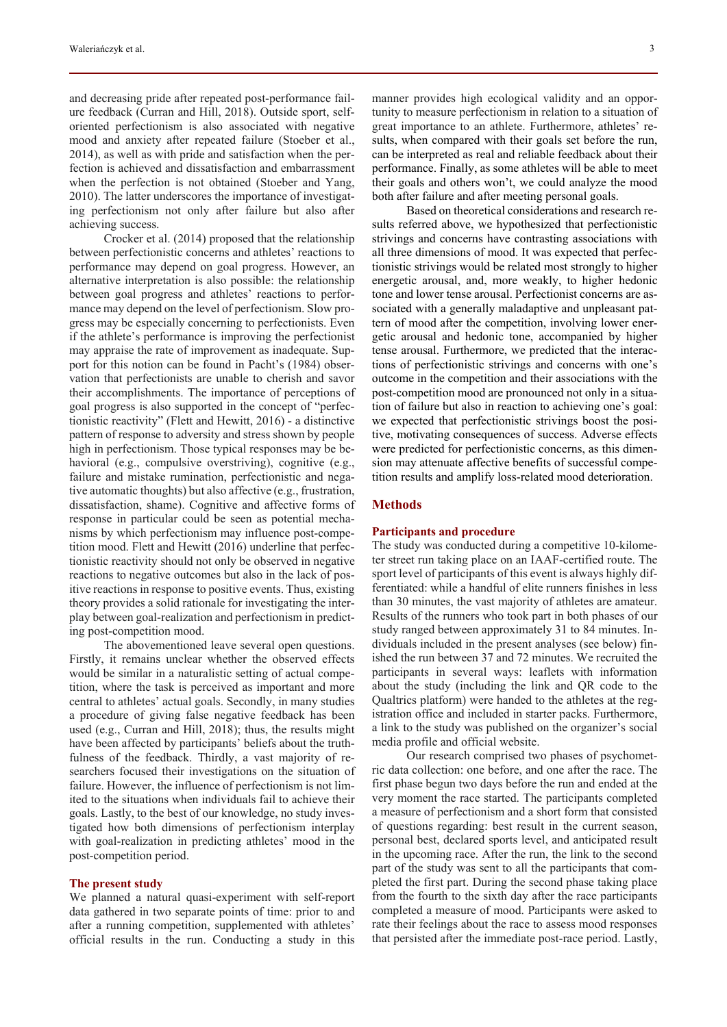and decreasing pride after repeated post-performance failure feedback (Curran and Hill, 2018). Outside sport, self-oriented perfectionism is also associated with negative mood and anxiety after repeated failure (Stoeber et al., 2014), as well as with pride and satisfaction when the perfection is achieved and dissatisfaction and embarrassment when the perfection is not obtained (Stoeber and Yang, 2010). The latter underscores the importance of investigating perfectionism not only after failure but also after achieving success.

Crocker et al. (2014) proposed that the relationship between perfectionistic concerns and athletes' reactions to performance may depend on goal progress. However, an alternative interpretation is also possible: the relationship between goal progress and athletes' reactions to performance may depend on the level of perfectionism. Slow progress may be especially concerning to perfectionists. Even if the athlete's performance is improving the perfectionist may appraise the rate of improvement as inadequate. Support for this notion can be found in Pacht's (1984) observation that perfectionists are unable to cherish and savor their accomplishments. The importance of perceptions of goal progress is also supported in the concept of "perfectionistic reactivity" (Flett and Hewitt, 2016) - a distinctive pattern of response to adversity and stress shown by people high in perfectionism. Those typical responses may be behavioral (e.g., compulsive overstriving), cognitive (e.g., failure and mistake rumination, perfectionistic and negative automatic thoughts) but also affective (e.g., frustration, dissatisfaction, shame). Cognitive and affective forms of response in particular could be seen as potential mechanisms by which perfectionism may influence post-competition mood. Flett and Hewitt (2016) underline that perfectionistic reactivity should not only be observed in negative reactions to negative outcomes but also in the lack of positive reactions in response to positive events. Thus, existing theory provides a solid rationale for investigating the interplay between goal-realization and perfectionism in predicting post-competition mood.

The abovementioned leave several open questions. Firstly, it remains unclear whether the observed effects would be similar in a naturalistic setting of actual competition, where the task is perceived as important and more central to athletes' actual goals. Secondly, in many studies a procedure of giving false negative feedback has been used (e.g., Curran and Hill, 2018); thus, the results might have been affected by participants' beliefs about the truthfulness of the feedback. Thirdly, a vast majority of researchers focused their investigations on the situation of failure. However, the influence of perfectionism is not limited to the situations when individuals fail to achieve their goals. Lastly, to the best of our knowledge, no study investigated how both dimensions of perfectionism interplay with goal-realization in predicting athletes' mood in the post-competition period.

### The present study

We planned a natural quasi-experiment with self-report data gathered in two separate points of time: prior to and after a running competition, supplemented with athletes' official results in the run. Conducting a study in this manner provides high ecological validity and an opportunity to measure perfectionism in relation to a situation of great importance to an athlete. Furthermore, athletes' results, when compared with their goals set before the run, can be interpreted as real and reliable feedback about their performance. Finally, as some athletes will be able to meet their goals and others won't, we could analyze the mood both after failure and after meeting personal goals.

Based on theoretical considerations and research results referred above, we hypothesized that perfectionistic strivings and concerns have contrasting associations with all three dimensions of mood. It was expected that perfectionistic strivings would be related most strongly to higher energetic arousal, and, more weakly, to higher hedonic tone and lower tense arousal. Perfectionist concerns are associated with a generally maladaptive and unpleasant pattern of mood after the competition, involving lower energetic arousal and hedonic tone, accompanied by higher tense arousal. Furthermore, we predicted that the interactions of perfectionistic strivings and concerns with one's outcome in the competition and their associations with the post-competition mood are pronounced not only in a situation of failure but also in reaction to achieving one's goal: we expected that perfectionistic strivings boost the positive, motivating consequences of success. Adverse effects were predicted for perfectionistic concerns, as this dimension may attenuate affective benefits of successful competition results and amplify loss-related mood deterioration.

## Methods

### Participants and procedure

The study was conducted during a competitive 10-kilometer street run taking place on an IAAF-certified route. The sport level of participants of this event is always highly differentiated: while a handful of elite runners finishes in less than 30 minutes, the vast majority of athletes are amateur. Results of the runners who took part in both phases of our study ranged between approximately 31 to 84 minutes. Individuals included in the present analyses (see below) finished the run between 37 and 72 minutes. We recruited the participants in several ways: leaflets with information about the study (including the link and QR code to the Qualtrics platform) were handed to the athletes at the registration office and included in starter packs. Furthermore, a link to the study was published on the organizer's social media profile and official website.

Our research comprised two phases of psychometric data collection: one before, and one after the race. The first phase begun two days before the run and ended at the very moment the race started. The participants completed a measure of perfectionism and a short form that consisted of questions regarding: best result in the current season, personal best, declared sports level, and anticipated result in the upcoming race. After the run, the link to the second part of the study was sent to all the participants that completed the first part. During the second phase taking place from the fourth to the sixth day after the race participants completed a measure of mood. Participants were asked to rate their feelings about the race to assess mood responses that persisted after the immediate post-race period. Lastly,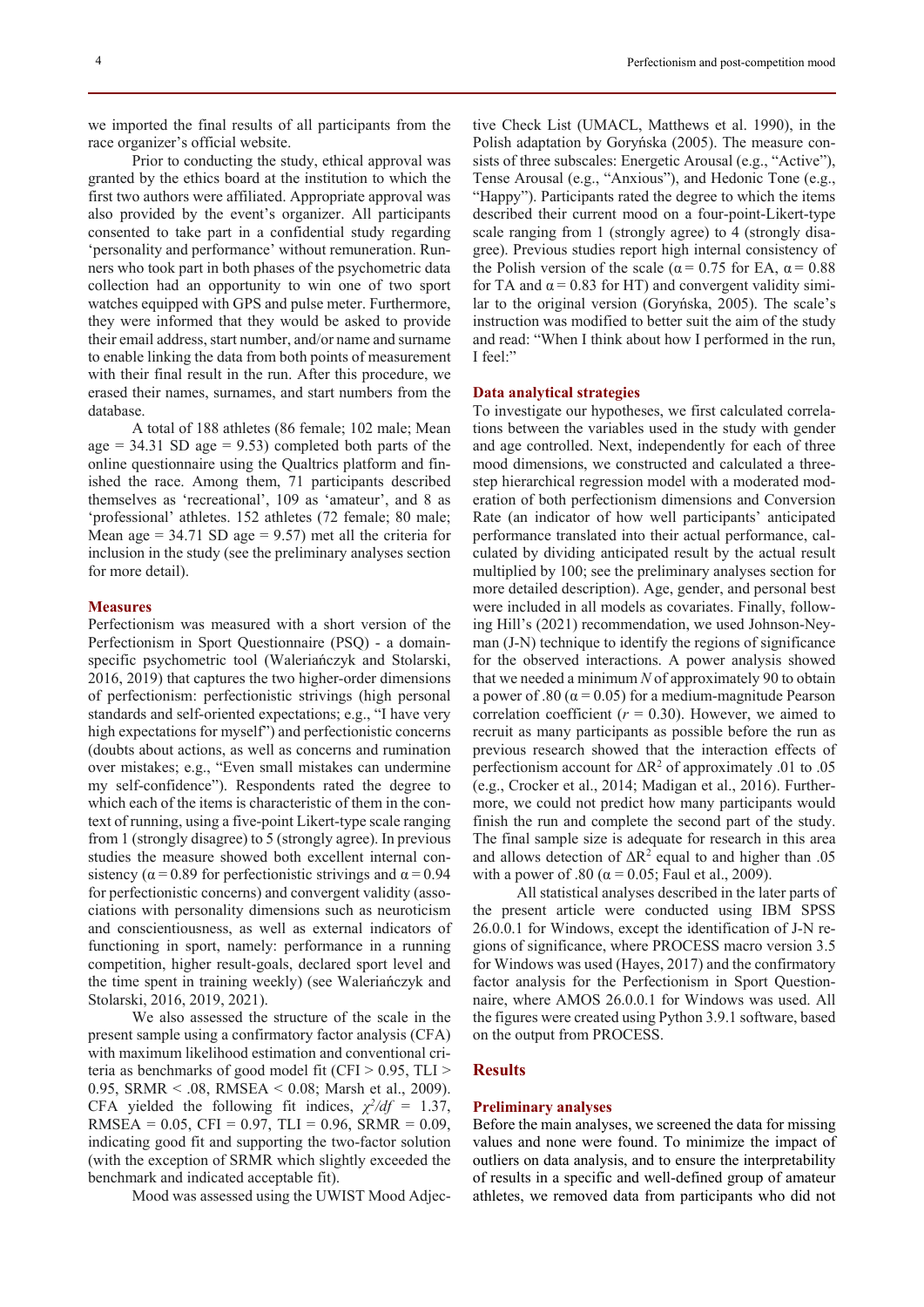we imported the final results of all participants from the race organizer's official website.

Prior to conducting the study, ethical approval was granted by the ethics board at the institution to which the first two authors were affiliated. Appropriate approval was also provided by the event's organizer. All participants consented to take part in a confidential study regarding 'personality and performance' without remuneration. Runners who took part in both phases of the psychometric data collection had an opportunity to win one of two sport watches equipped with GPS and pulse meter. Furthermore, they were informed that they would be asked to provide their email address, start number, and/or name and surname to enable linking the data from both points of measurement with their final result in the run. After this procedure, we erased their names, surnames, and start numbers from the database.

A total of 188 athletes (86 female; 102 male; Mean age = 34.31 SD age = 9.53) completed both parts of the online questionnaire using the Qualtrics platform and finished the race. Among them, 71 participants described themselves as 'recreational', 109 as 'amateur', and 8 as 'professional' athletes. 152 athletes (72 female; 80 male; Mean age = 34.71 SD age = 9.57) met all the criteria for inclusion in the study (see the preliminary analyses section for more detail).

### Measures

Perfectionism was measured with a short version of the Perfectionism in Sport Questionnaire (PSQ) - a domain-specific psychometric tool (Waleriańczyk and Stolarski, 2016, 2019) that captures the two higher-order dimensions of perfectionism: perfectionistic strivings (high personal standards and self-oriented expectations; e.g., "I have very high expectations for myself") and perfectionistic concerns (doubts about actions, as well as concerns and rumination over mistakes; e.g., "Even small mistakes can undermine my self-confidence"). Respondents rated the degree to which each of the items is characteristic of them in the context of running, using a five-point Likert-type scale ranging from 1 (strongly disagree) to 5 (strongly agree). In previous studies the measure showed both excellent internal consistency ($\alpha = 0.89$ for perfectionistic strivings and $\alpha = 0.94$ for perfectionistic concerns) and convergent validity (associations with personality dimensions such as neuroticism and conscientiousness, as well as external indicators of functioning in sport, namely: performance in a running competition, higher result-goals, declared sport level and the time spent in training weekly) (see Waleriańczyk and Stolarski, 2016, 2019, 2021).

We also assessed the structure of the scale in the present sample using a confirmatory factor analysis (CFA) with maximum likelihood estimation and conventional criteria as benchmarks of good model fit (CFI > 0.95, TLI > 0.95, SRMR < .08, RMSEA < 0.08; Marsh et al., 2009). CFA yielded the following fit indices, $\chi^2/df = 1.37$, RMSEA = 0.05, CFI = 0.97, TLI = 0.96, SRMR = 0.09, indicating good fit and supporting the two-factor solution (with the exception of SRMR which slightly exceeded the benchmark and indicated acceptable fit).

Mood was assessed using the UWIST Mood Adjective Check List (UMACL, Matthews et al. 1990), in the Polish adaptation by Goryńska (2005). The measure consists of three subscales: Energetic Arousal (e.g., "Active"), Tense Arousal (e.g., "Anxious"), and Hedonic Tone (e.g., "Happy"). Participants rated the degree to which the items described their current mood on a four-point-Likert-type scale ranging from 1 (strongly agree) to 4 (strongly disagree). Previous studies report high internal consistency of the Polish version of the scale ($\alpha = 0.75$ for EA, $\alpha = 0.88$ for TA and $\alpha = 0.83$ for HT) and convergent validity similar to the original version (Goryńska, 2005). The scale's instruction was modified to better suit the aim of the study and read: "When I think about how I performed in the run, I feel:"

### Data analytical strategies

To investigate our hypotheses, we first calculated correlations between the variables used in the study with gender and age controlled. Next, independently for each of three mood dimensions, we constructed and calculated a three-step hierarchical regression model with a moderated moderation of both perfectionism dimensions and Conversion Rate (an indicator of how well participants' anticipated performance translated into their actual performance, calculated by dividing anticipated result by the actual result multiplied by 100; see the preliminary analyses section for more detailed description). Age, gender, and personal best were included in all models as covariates. Finally, following Hill's (2021) recommendation, we used Johnson-Neyman (J-N) technique to identify the regions of significance for the observed interactions. A power analysis showed that we needed a minimum $N$ of approximately 90 to obtain a power of .80 ($\alpha = 0.05$) for a medium-magnitude Pearson correlation coefficient ($r = 0.30$). However, we aimed to recruit as many participants as possible before the run as previous research showed that the interaction effects of perfectionism account for $\Delta R^2$ of approximately .01 to .05 (e.g., Crocker et al., 2014; Madigan et al., 2016). Furthermore, we could not predict how many participants would finish the run and complete the second part of the study. The final sample size is adequate for research in this area and allows detection of $\Delta R^2$ equal to and higher than .05 with a power of .80 ($\alpha = 0.05$; Faul et al., 2009).

All statistical analyses described in the later parts of the present article were conducted using IBM SPSS 26.0.0.1 for Windows, except the identification of J-N regions of significance, where PROCESS macro version 3.5 for Windows was used (Hayes, 2017) and the confirmatory factor analysis for the Perfectionism in Sport Questionnaire, where AMOS 26.0.0.1 for Windows was used. All the figures were created using Python 3.9.1 software, based on the output from PROCESS.

## Results

### Preliminary analyses

Before the main analyses, we screened the data for missing values and none were found. To minimize the impact of outliers on data analysis, and to ensure the interpretability of results in a specific and well-defined group of amateur athletes, we removed data from participants who did not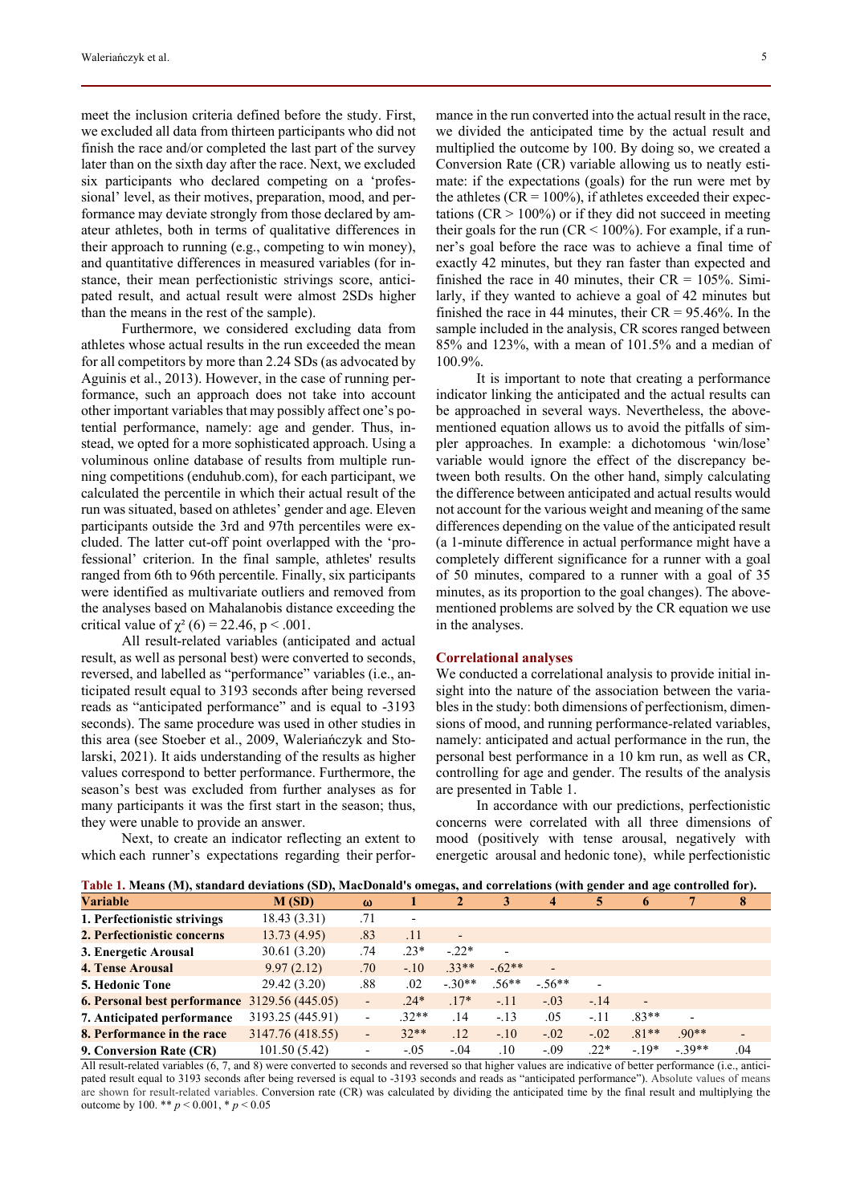meet the inclusion criteria defined before the study. First, we excluded all data from thirteen participants who did not finish the race and/or completed the last part of the survey later than on the sixth day after the race. Next, we excluded six participants who declared competing on a 'professional' level, as their motives, preparation, mood, and performance may deviate strongly from those declared by amateur athletes, both in terms of qualitative differences in their approach to running (e.g., competing to win money), and quantitative differences in measured variables (for instance, their mean perfectionistic strivings score, anticipated result, and actual result were almost 2SDs higher than the means in the rest of the sample).

Furthermore, we considered excluding data from athletes whose actual results in the run exceeded the mean for all competitors by more than 2.24 SDs (as advocated by Aguinis et al., 2013). However, in the case of running performance, such an approach does not take into account other important variables that may possibly affect one's potential performance, namely: age and gender. Thus, instead, we opted for a more sophisticated approach. Using a voluminous online database of results from multiple running competitions (enduhub.com), for each participant, we calculated the percentile in which their actual result of the run was situated, based on athletes' gender and age. Eleven participants outside the 3rd and 97th percentiles were excluded. The latter cut-off point overlapped with the 'professional' criterion. In the final sample, athletes' results ranged from 6th to 96th percentile. Finally, six participants were identified as multivariate outliers and removed from the analyses based on Mahalanobis distance exceeding the critical value of $\chi^2$ (6) = 22.46, p < .001.

All result-related variables (anticipated and actual result, as well as personal best) were converted to seconds, reversed, and labelled as "performance" variables (i.e., anticipated result equal to 3193 seconds after being reversed reads as "anticipated performance" and is equal to -3193 seconds). The same procedure was used in other studies in this area (see Stoeber et al., 2009, Waleriańczyk and Stolarski, 2021). It aids understanding of the results as higher values correspond to better performance. Furthermore, the season's best was excluded from further analyses as for many participants it was the first start in the season; thus, they were unable to provide an answer.

Next, to create an indicator reflecting an extent to which each runner's expectations regarding their performance in the run converted into the actual result in the race, we divided the anticipated time by the actual result and multiplied the outcome by 100. By doing so, we created a Conversion Rate (CR) variable allowing us to neatly estimate: if the expectations (goals) for the run were met by the athletes (CR = 100%), if athletes exceeded their expectations (CR > 100%) or if they did not succeed in meeting their goals for the run (CR < 100%). For example, if a runner's goal before the race was to achieve a final time of exactly 42 minutes, but they ran faster than expected and finished the race in 40 minutes, their CR = 105%. Similarly, if they wanted to achieve a goal of 42 minutes but finished the race in 44 minutes, their CR = 95.46%. In the sample included in the analysis, CR scores ranged between 85% and 123%, with a mean of 101.5% and a median of 100.9%.

It is important to note that creating a performance indicator linking the anticipated and the actual results can be approached in several ways. Nevertheless, the above-mentioned equation allows us to avoid the pitfalls of simpler approaches. In example: a dichotomous 'win/lose' variable would ignore the effect of the discrepancy between both results. On the other hand, simply calculating the difference between anticipated and actual results would not account for the various weight and meaning of the same differences depending on the value of the anticipated result (a 1-minute difference in actual performance might have a completely different significance for a runner with a goal of 50 minutes, compared to a runner with a goal of 35 minutes, as its proportion to the goal changes). The above-mentioned problems are solved by the CR equation we use in the analyses.

## Correlational analyses

We conducted a correlational analysis to provide initial insight into the nature of the association between the variables in the study: both dimensions of perfectionism, dimensions of mood, and running performance-related variables, namely: anticipated and actual performance in the run, the personal best performance in a 10 km run, as well as CR, controlling for age and gender. The results of the analysis are presented in Table 1.

In accordance with our predictions, perfectionistic concerns were correlated with all three dimensions of mood (positively with tense arousal, negatively with energetic arousal and hedonic tone), while perfectionistic

**Table 1. Means (M), standard deviations (SD), MacDonald's omegas, and correlations (with gender and age controlled for).**

| Variable | M (SD) | ω | 1 | 2 | 3 | 4 | 5 | 6 | 7 | 8 |
|---|---|---|---|---|---|---|---|---|---|---|
| **1. Perfectionistic strivings** | 18.43 (3.31) | .71 | - | | | | | | | |
| **2. Perfectionistic concerns** | 13.73 (4.95) | .83 | .11 | - | | | | | | |
| **3. Energetic Arousal** | 30.61 (3.20) | .74 | .23* | -.22* | - | | | | | |
| **4. Tense Arousal** | 9.97 (2.12) | .70 | -.10 | .33** | -.62** | - | | | | |
| **5. Hedonic Tone** | 29.42 (3.20) | .88 | .02 | -.30** | .56** | -.56** | - | | | |
| **6. Personal best performance** | 3129.56 (445.05) | - | .24* | .17* | -.11 | -.03 | -.14 | - | | |
| **7. Anticipated performance** | 3193.25 (445.91) | - | .32** | .14 | -.13 | .05 | -.11 | .83** | - | |
| **8. Performance in the race** | 3147.76 (418.55) | - | 32** | .12 | -.10 | -.02 | -.02 | .81** | .90** | - |
| **9. Conversion Rate (CR)** | 101.50 (5.42) | - | -.05 | -.04 | .10 | -.09 | .22* | -.19* | -.39** | .04 |

All result-related variables (6, 7, and 8) were converted to seconds and reversed so that higher values are indicative of better performance (i.e., anticipated result equal to 3193 seconds after being reversed is equal to -3193 seconds and reads as "anticipated performance"). Absolute values of means are shown for result-related variables. Conversion rate (CR) was calculated by dividing the anticipated time by the final result and multiplying the outcome by 100. ** *p* < 0.001, * *p* < 0.05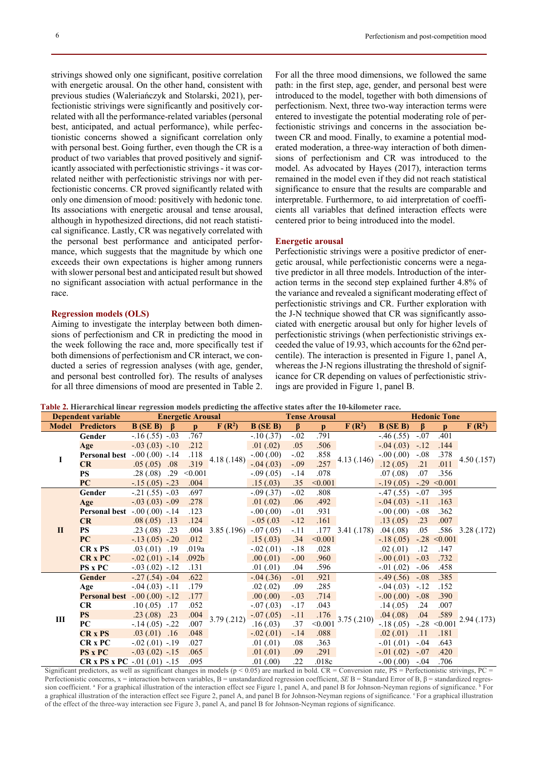strivings showed only one significant, positive correlation with energetic arousal. On the other hand, consistent with previous studies (Waleriańczyk and Stolarski, 2021), perfectionistic strivings were significantly and positively correlated with all the performance-related variables (personal best, anticipated, and actual performance), while perfectionistic concerns showed a significant correlation only with personal best. Going further, even though the CR is a product of two variables that proved positively and significantly associated with perfectionistic strivings - it was correlated neither with perfectionistic strivings nor with perfectionistic concerns. CR proved significantly related with only one dimension of mood: positively with hedonic tone. Its associations with energetic arousal and tense arousal, although in hypothesized directions, did not reach statistical significance. Lastly, CR was negatively correlated with the personal best performance and anticipated performance, which suggests that the magnitude by which one exceeds their own expectations is higher among runners with slower personal best and anticipated result but showed no significant association with actual performance in the race.

## Regression models (OLS)

Aiming to investigate the interplay between both dimensions of perfectionism and CR in predicting the mood in the week following the race and, more specifically test if both dimensions of perfectionism and CR interact, we conducted a series of regression analyses (with age, gender, and personal best controlled for). The results of analyses for all three dimensions of mood are presented in Table 2.

For all the three mood dimensions, we followed the same path: in the first step, age, gender, and personal best were introduced to the model, together with both dimensions of perfectionism. Next, three two-way interaction terms were entered to investigate the potential moderating role of perfectionistic strivings and concerns in the association between CR and mood. Finally, to examine a potential moderated moderation, a three-way interaction of both dimensions of perfectionism and CR was introduced to the model. As advocated by Hayes (2017), interaction terms remained in the model even if they did not reach statistical significance to ensure that the results are comparable and interpretable. Furthermore, to aid interpretation of coefficients all variables that defined interaction effects were centered prior to being introduced into the model.

## Energetic arousal

Perfectionistic strivings were a positive predictor of energetic arousal, while perfectionistic concerns were a negative predictor in all three models. Introduction of the interaction terms in the second step explained further 4.8% of the variance and revealed a significant moderating effect of perfectionistic strivings and CR. Further exploration with the J-N technique showed that CR was significantly associated with energetic arousal but only for higher levels of perfectionistic strivings (when perfectionistic strivings exceeded the value of 19.93, which accounts for the 62nd percentile). The interaction is presented in Figure 1, panel A, whereas the J-N regions illustrating the threshold of significance for CR depending on values of perfectionistic strivings are provided in Figure 1, panel B.

**Table 2. Hierarchical linear regression models predicting the affective states after the 10-kilometer race.**

| Dependent variable | | Energetic Arousal | | | | Tense Arousal | | | | Hedonic Tone | | | |
|---|---|---|---|---|---|---|---|---|---|---|---|---|---|
| **Model** | **Predictors** | **B (SE B)** | **β** | **p** | **F ($R^2$)** | **B (SE B)** | **β** | **p** | **F ($R^2$)** | **B (SE B)** | **β** | **p** | **F ($R^2$)** |
| I | Gender | -.16 (.55) | -.03 | .767 | 4.18 (.148) | -.10 (.37) | -.02 | .791 | 4.13 (.146) | -.46 (.55) | -.07 | .401 | 4.50 (.157) |
| | Age | -.03 (.03) | -.10 | .212 | | .01 (.02) | .05 | .506 | | -.04 (.03) | -.12 | .144 | |
| | Personal best | -.00 (.00) | -.14 | .118 | | -.00 (.00) | -.02 | .858 | | -.00 (.00) | -.08 | .378 | |
| | CR | .05 (.05) | .08 | .319 | | -.04 (.03) | -.09 | .257 | | **.12 (.05)** | **.21** | **.011** | |
| | PS | **.28 (.08)** | **.29** | **<0.001** | | -.09 (.05) | -.14 | .078 | | .07 (.08) | .07 | .356 | |
| | PC | **-.15 (.05)** | **-.23** | **.004** | | **.15 (.03)** | **.35** | **<0.001** | | **-.19 (.05)** | **-.29** | **<0.001** | |
| II | Gender | -.21 (.55) | -.03 | .697 | 3.85 (.196) | -.09 (.37) | -.02 | .808 | 3.41 (.178) | -.47 (.55) | -.07 | .395 | 3.28 (.172) |
| | Age | -.03 (.03) | -.11 | .278 | | .01 (.02) | .06 | .492 | | -.04 (.03) | -.11 | .163 | |
| | Personal best | -.00 (.00) | -.14 | .123 | | -.00 (.00) | -.01 | .931 | | -.00 (.00) | -.08 | .362 | |
| | CR | .08 (.05) | .13 | .124 | | -.05 (.03 | -.12 | .161 | | **.13 (.05)** | **.23** | **.007** | |
| | PS | **.23 (.08)** | **.23** | **.004** | | -.07 (.05) | -.11 | .177 | | .04 (.08) | .05 | .586 | |
| | PC | **-.13 (.05)** | **-.20** | **.012** | | **.15 (.03)** | **.34** | **<0.001** | | **-.18 (.05)** | **-.28** | **<0.001** | |
| | CR x PS | **.03 (.01)** | **.19** | **.019a** | | **-.02 (.01)** | **-.18** | **.028** | | .02 (.01) | .12 | .147 | |
| | CR x PC | -.02 (.01) | -.14 | .092b | | .00 (.01) | -.00 | .960 | | -.00 (.01) | -.03 | .732 | |
| | PS x PC | -.03 (.02) | -.12 | .131 | | .01 (.01) | .04 | .596 | | -.01 (.02) | -.06 | .458 | |
| III | Gender | -.27 (.54) | -.04 | .622 | 3.79 (.212) | -.04 (.36) | -.01 | .921 | 3.75 (.210) | -.49 (.56) | -.08 | .385 | 2.94 (.173) |
| | Age | -.04 (.03) | -.11 | .179 | | .02 (.02) | .09 | .285 | | -.04 (.03) | -.12 | .152 | |
| | Personal best | -.00 (.00) | -.12 | .177 | | .00 (.00) | -.03 | .714 | | -.00 (.00) | -.08 | .390 | |
| | CR | .10 (.05) | .17 | .052 | | **-.07 (.03)** | **-.17** | **.043** | | **.14 (.05)** | **.24** | **.007** | |
| | PS | **.23 (.08)** | **.23** | **.004** | | -.07 (.05) | -.11 | .176 | | .04 (.08) | .04 | .589 | |
| | PC | **-.14 (.05)** | **-.22** | **.007** | | **.16 (.03)** | **.37** | **<0.001** | | **-.18 (.05)** | **-.28** | **<0.001** | |
| | CR x PS | **.03 (.01)** | **.16** | **.048** | | -.02 (.01) | -.14 | .088 | | .02 (.01) | .11 | .181 | |
| | CR x PC | **-.02 (.01)** | **-.19** | **.027** | | .01 (.01) | .08 | .363 | | -.01 (.01) | -.04 | .643 | |
| | PS x PC | -.03 (.02) | -.15 | .065 | | .01 (.01) | .09 | .291 | | -.01 (.02) | -.07 | .420 | |
| | CR x PS x PC | -.01 (.01) | -.15 | .095 | | **.01 (.00)** | **.22** | **.018c** | | -.00 (.00) | -.04 | .706 | |

Significant predictors, as well as significant changes in models ($p < 0.05$) are marked in bold. CR = Conversion rate, PS = Perfectionistic strivings, PC = Perfectionistic concerns, x = interaction between variables, B = unstandardized regression coefficient, *SE* B = Standard Error of B, β = standardized regression coefficient. [a] For a graphical illustration of the interaction effect see Figure 1, panel A, and panel B for Johnson-Neyman regions of significance. [b] For a graphical illustration of the interaction effect see Figure 2, panel A, and panel B for Johnson-Neyman regions of significance. [c] For a graphical illustration of the effect of the three-way interaction see Figure 3, panel A, and panel B for Johnson-Neyman regions of significance.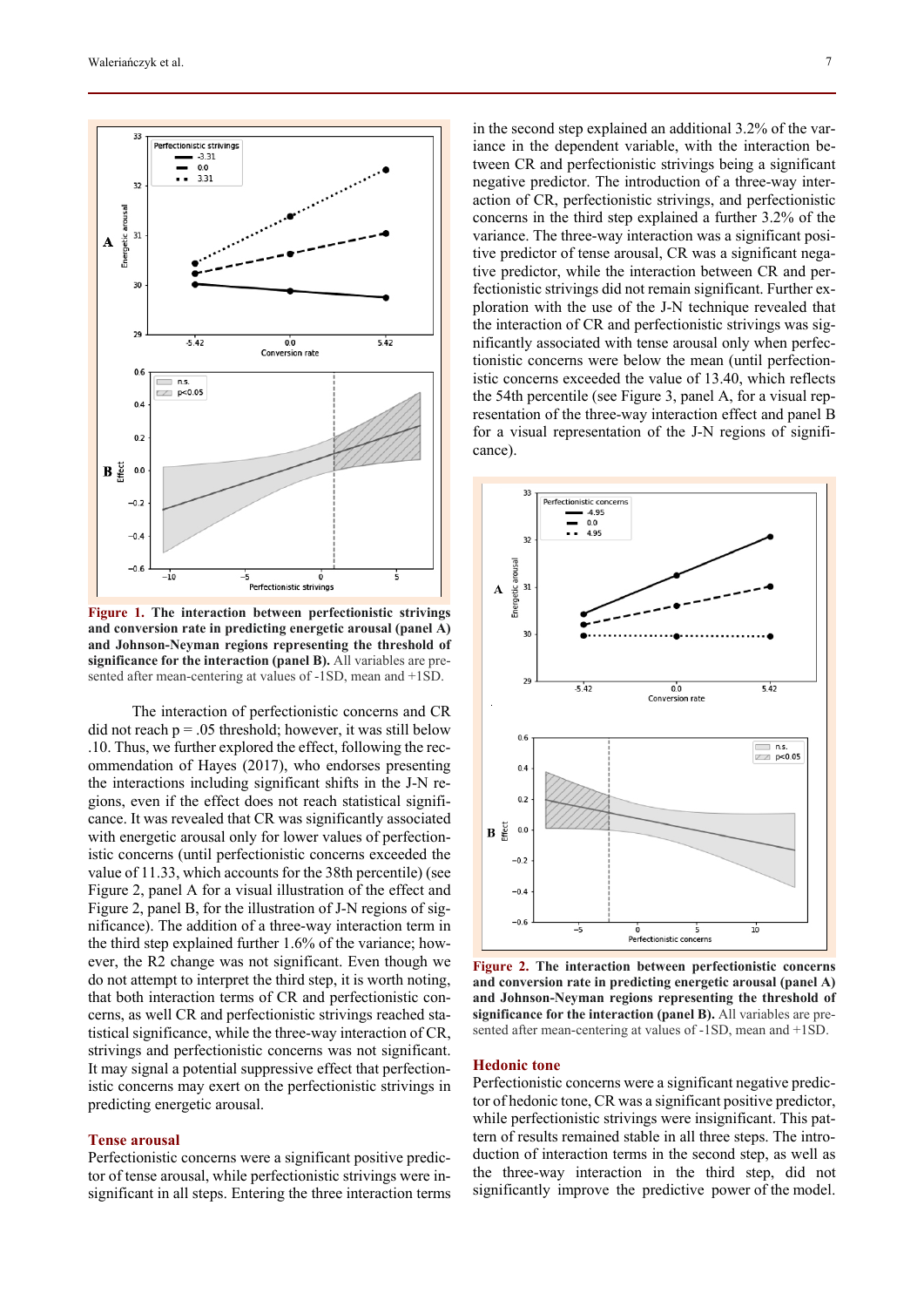**Figure 1. The interaction between perfectionistic strivings and conversion rate in predicting energetic arousal (panel A) and Johnson-Neyman regions representing the threshold of significance for the interaction (panel B).** All variables are presented after mean-centering at values of -1SD, mean and +1SD.

The interaction of perfectionistic concerns and CR did not reach p = .05 threshold; however, it was still below .10. Thus, we further explored the effect, following the recommendation of Hayes (2017), who endorses presenting the interactions including significant shifts in the J-N regions, even if the effect does not reach statistical significance. It was revealed that CR was significantly associated with energetic arousal only for lower values of perfectionistic concerns (until perfectionistic concerns exceeded the value of 11.33, which accounts for the 38th percentile) (see Figure 2, panel A for a visual illustration of the effect and Figure 2, panel B, for the illustration of J-N regions of significance). The addition of a three-way interaction term in the third step explained further 1.6% of the variance; however, the R2 change was not significant. Even though we do not attempt to interpret the third step, it is worth noting, that both interaction terms of CR and perfectionistic concerns, as well CR and perfectionistic strivings reached statistical significance, while the three-way interaction of CR, strivings and perfectionistic concerns was not significant. It may signal a potential suppressive effect that perfectionistic concerns may exert on the perfectionistic strivings in predicting energetic arousal.

## Tense arousal

Perfectionistic concerns were a significant positive predictor of tense arousal, while perfectionistic strivings were insignificant in all steps. Entering the three interaction terms in the second step explained an additional 3.2% of the variance in the dependent variable, with the interaction between CR and perfectionistic strivings being a significant negative predictor. The introduction of a three-way interaction of CR, perfectionistic strivings, and perfectionistic concerns in the third step explained a further 3.2% of the variance. The three-way interaction was a significant positive predictor of tense arousal, CR was a significant negative predictor, while the interaction between CR and perfectionistic strivings did not remain significant. Further exploration with the use of the J-N technique revealed that the interaction of CR and perfectionistic strivings was significantly associated with tense arousal only when perfectionistic concerns were below the mean (until perfectionistic concerns exceeded the value of 13.40, which reflects the 54th percentile (see Figure 3, panel A, for a visual representation of the three-way interaction effect and panel B for a visual representation of the J-N regions of significance).

**Figure 2. The interaction between perfectionistic concerns and conversion rate in predicting energetic arousal (panel A) and Johnson-Neyman regions representing the threshold of significance for the interaction (panel B).** All variables are presented after mean-centering at values of -1SD, mean and +1SD.

## Hedonic tone

Perfectionistic concerns were a significant negative predictor of hedonic tone, CR was a significant positive predictor, while perfectionistic strivings were insignificant. This pattern of results remained stable in all three steps. The introduction of interaction terms in the second step, as well as the three-way interaction in the third step, did not significantly improve the predictive power of the model.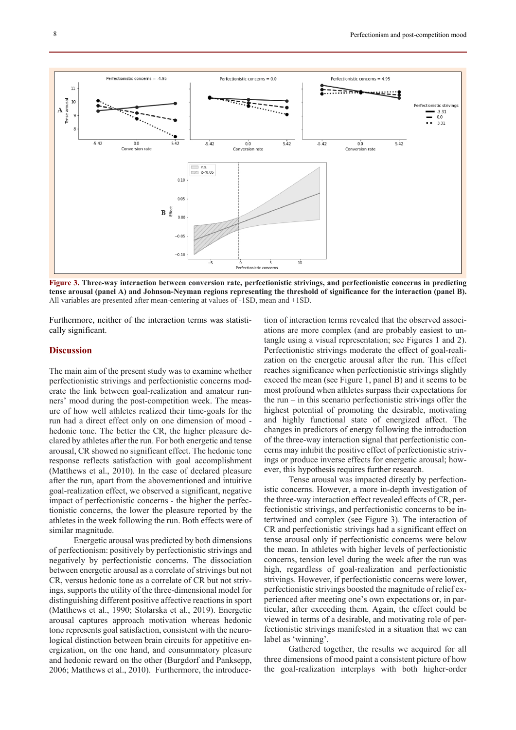**Figure 3. Three-way interaction between conversion rate, perfectionistic strivings, and perfectionistic concerns in predicting tense arousal (panel A) and Johnson-Neyman regions representing the threshold of significance for the interaction (panel B).** All variables are presented after mean-centering at values of -1SD, mean and +1SD.

Furthermore, neither of the interaction terms was statistically significant.

## Discussion

The main aim of the present study was to examine whether perfectionistic strivings and perfectionistic concerns moderate the link between goal-realization and amateur runners' mood during the post-competition week. The measure of how well athletes realized their time-goals for the run had a direct effect only on one dimension of mood - hedonic tone. The better the CR, the higher pleasure declared by athletes after the run. For both energetic and tense arousal, CR showed no significant effect. The hedonic tone response reflects satisfaction with goal accomplishment (Matthews et al., 2010). In the case of declared pleasure after the run, apart from the abovementioned and intuitive goal-realization effect, we observed a significant, negative impact of perfectionistic concerns - the higher the perfectionistic concerns, the lower the pleasure reported by the athletes in the week following the run. Both effects were of similar magnitude.

Energetic arousal was predicted by both dimensions of perfectionism: positively by perfectionistic strivings and negatively by perfectionistic concerns. The dissociation between energetic arousal as a correlate of strivings but not CR, versus hedonic tone as a correlate of CR but not strivings, supports the utility of the three-dimensional model for distinguishing different positive affective reactions in sport (Matthews et al., 1990; Stolarska et al., 2019). Energetic arousal captures approach motivation whereas hedonic tone represents goal satisfaction, consistent with the neurological distinction between brain circuits for appetitive energization, on the one hand, and consummatory pleasure and hedonic reward on the other (Burgdorf and Panksepp, 2006; Matthews et al., 2010). Furthermore, the introduction of interaction terms revealed that the observed associations are more complex (and are probably easiest to untangle using a visual representation; see Figures 1 and 2). Perfectionistic strivings moderate the effect of goal-realization on the energetic arousal after the run. This effect reaches significance when perfectionistic strivings slightly exceed the mean (see Figure 1, panel B) and it seems to be most profound when athletes surpass their expectations for the run – in this scenario perfectionistic strivings offer the highest potential of promoting the desirable, motivating and highly functional state of energized affect. The changes in predictors of energy following the introduction of the three-way interaction signal that perfectionistic concerns may inhibit the positive effect of perfectionistic strivings or produce inverse effects for energetic arousal; however, this hypothesis requires further research.

Tense arousal was impacted directly by perfectionistic concerns. However, a more in-depth investigation of the three-way interaction effect revealed effects of CR, perfectionistic strivings, and perfectionistic concerns to be intertwined and complex (see Figure 3). The interaction of CR and perfectionistic strivings had a significant effect on tense arousal only if perfectionistic concerns were below the mean. In athletes with higher levels of perfectionistic concerns, tension level during the week after the run was high, regardless of goal-realization and perfectionistic strivings. However, if perfectionistic concerns were lower, perfectionistic strivings boosted the magnitude of relief experienced after meeting one's own expectations or, in particular, after exceeding them. Again, the effect could be viewed in terms of a desirable, and motivating role of perfectionistic strivings manifested in a situation that we can label as 'winning'.

Gathered together, the results we acquired for all three dimensions of mood paint a consistent picture of how the goal-realization interplays with both higher-order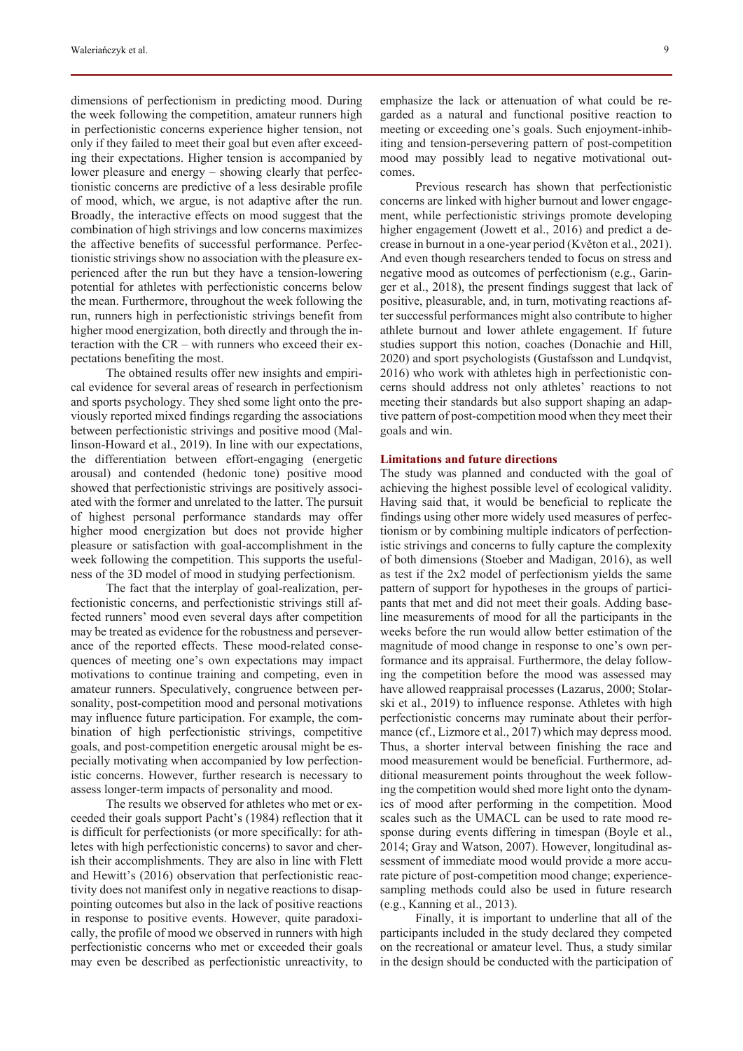dimensions of perfectionism in predicting mood. During the week following the competition, amateur runners high in perfectionistic concerns experience higher tension, not only if they failed to meet their goal but even after exceeding their expectations. Higher tension is accompanied by lower pleasure and energy – showing clearly that perfectionistic concerns are predictive of a less desirable profile of mood, which, we argue, is not adaptive after the run. Broadly, the interactive effects on mood suggest that the combination of high strivings and low concerns maximizes the affective benefits of successful performance. Perfectionistic strivings show no association with the pleasure experienced after the run but they have a tension-lowering potential for athletes with perfectionistic concerns below the mean. Furthermore, throughout the week following the run, runners high in perfectionistic strivings benefit from higher mood energization, both directly and through the interaction with the CR – with runners who exceed their expectations benefiting the most.

The obtained results offer new insights and empirical evidence for several areas of research in perfectionism and sports psychology. They shed some light onto the previously reported mixed findings regarding the associations between perfectionistic strivings and positive mood (Mallinson-Howard et al., 2019). In line with our expectations, the differentiation between effort-engaging (energetic arousal) and contended (hedonic tone) positive mood showed that perfectionistic strivings are positively associated with the former and unrelated to the latter. The pursuit of highest personal performance standards may offer higher mood energization but does not provide higher pleasure or satisfaction with goal-accomplishment in the week following the competition. This supports the usefulness of the 3D model of mood in studying perfectionism.

The fact that the interplay of goal-realization, perfectionistic concerns, and perfectionistic strivings still affected runners' mood even several days after competition may be treated as evidence for the robustness and perseverance of the reported effects. These mood-related consequences of meeting one's own expectations may impact motivations to continue training and competing, even in amateur runners. Speculatively, congruence between personality, post-competition mood and personal motivations may influence future participation. For example, the combination of high perfectionistic strivings, competitive goals, and post-competition energetic arousal might be especially motivating when accompanied by low perfectionistic concerns. However, further research is necessary to assess longer-term impacts of personality and mood.

The results we observed for athletes who met or exceeded their goals support Pacht's (1984) reflection that it is difficult for perfectionists (or more specifically: for athletes with high perfectionistic concerns) to savor and cherish their accomplishments. They are also in line with Flett and Hewitt's (2016) observation that perfectionistic reactivity does not manifest only in negative reactions to disappointing outcomes but also in the lack of positive reactions in response to positive events. However, quite paradoxically, the profile of mood we observed in runners with high perfectionistic concerns who met or exceeded their goals may even be described as perfectionistic unreactivity, to emphasize the lack or attenuation of what could be regarded as a natural and functional positive reaction to meeting or exceeding one's goals. Such enjoyment-inhibiting and tension-persevering pattern of post-competition mood may possibly lead to negative motivational outcomes.

Previous research has shown that perfectionistic concerns are linked with higher burnout and lower engagement, while perfectionistic strivings promote developing higher engagement (Jowett et al., 2016) and predict a decrease in burnout in a one-year period (Květon et al., 2021). And even though researchers tended to focus on stress and negative mood as outcomes of perfectionism (e.g., Garinger et al., 2018), the present findings suggest that lack of positive, pleasurable, and, in turn, motivating reactions after successful performances might also contribute to higher athlete burnout and lower athlete engagement. If future studies support this notion, coaches (Donachie and Hill, 2020) and sport psychologists (Gustafsson and Lundqvist, 2016) who work with athletes high in perfectionistic concerns should address not only athletes' reactions to not meeting their standards but also support shaping an adaptive pattern of post-competition mood when they meet their goals and win.

## Limitations and future directions

The study was planned and conducted with the goal of achieving the highest possible level of ecological validity. Having said that, it would be beneficial to replicate the findings using other more widely used measures of perfectionism or by combining multiple indicators of perfectionistic strivings and concerns to fully capture the complexity of both dimensions (Stoeber and Madigan, 2016), as well as test if the 2x2 model of perfectionism yields the same pattern of support for hypotheses in the groups of participants that met and did not meet their goals. Adding baseline measurements of mood for all the participants in the weeks before the run would allow better estimation of the magnitude of mood change in response to one's own performance and its appraisal. Furthermore, the delay following the competition before the mood was assessed may have allowed reappraisal processes (Lazarus, 2000; Stolarski et al., 2019) to influence response. Athletes with high perfectionistic concerns may ruminate about their performance (cf., Lizmore et al., 2017) which may depress mood. Thus, a shorter interval between finishing the race and mood measurement would be beneficial. Furthermore, additional measurement points throughout the week following the competition would shed more light onto the dynamics of mood after performing in the competition. Mood scales such as the UMACL can be used to rate mood response during events differing in timespan (Boyle et al., 2014; Gray and Watson, 2007). However, longitudinal assessment of immediate mood would provide a more accurate picture of post-competition mood change; experience-sampling methods could also be used in future research (e.g., Kanning et al., 2013).

Finally, it is important to underline that all of the participants included in the study declared they competed on the recreational or amateur level. Thus, a study similar in the design should be conducted with the participation of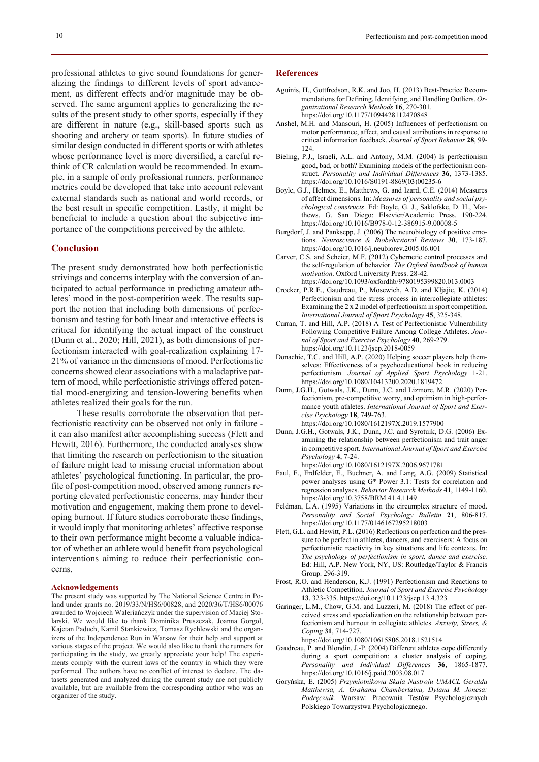professional athletes to give sound foundations for generalizing the findings to different levels of sport advancement, as different effects and/or magnitude may be observed. The same argument applies to generalizing the results of the present study to other sports, especially if they are different in nature (e.g., skill-based sports such as shooting and archery or team sports). In future studies of similar design conducted in different sports or with athletes whose performance level is more diversified, a careful rethink of CR calculation would be recommended. In example, in a sample of only professional runners, performance metrics could be developed that take into account relevant external standards such as national and world records, or the best result in specific competition. Lastly, it might be beneficial to include a question about the subjective importance of the competitions perceived by the athlete.

## Conclusion

The present study demonstrated how both perfectionistic strivings and concerns interplay with the conversion of anticipated to actual performance in predicting amateur athletes' mood in the post-competition week. The results support the notion that including both dimensions of perfectionism and testing for both linear and interactive effects is critical for identifying the actual impact of the construct (Dunn et al., 2020; Hill, 2021), as both dimensions of perfectionism interacted with goal-realization explaining 17-21% of variance in the dimensions of mood. Perfectionistic concerns showed clear associations with a maladaptive pattern of mood, while perfectionistic strivings offered potential mood-energizing and tension-lowering benefits when athletes realized their goals for the run.

These results corroborate the observation that perfectionistic reactivity can be observed not only in failure - it can also manifest after accomplishing success (Flett and Hewitt, 2016). Furthermore, the conducted analyses show that limiting the research on perfectionism to the situation of failure might lead to missing crucial information about athletes' psychological functioning. In particular, the profile of post-competition mood, observed among runners reporting elevated perfectionistic concerns, may hinder their motivation and engagement, making them prone to developing burnout. If future studies corroborate these findings, it would imply that monitoring athletes' affective response to their own performance might become a valuable indicator of whether an athlete would benefit from psychological interventions aiming to reduce their perfectionistic concerns.

### Acknowledgements

The present study was supported by The National Science Centre in Poland under grants no. 2019/33/N/HS6/00828, and 2020/36/T/HS6/00076 awarded to Wojciech Waleriańczyk under the supervision of Maciej Stolarski. We would like to thank Dominika Pruszczak, Joanna Gorgol, Kajetan Paduch, Kamil Stankiewicz, Tomasz Rychlewski and the organizers of the Independence Run in Warsaw for their help and support at various stages of the project. We would also like to thank the runners for participating in the study, we greatly appreciate your help! The experiments comply with the current laws of the country in which they were performed. The authors have no conflict of interest to declare. The datasets generated and analyzed during the current study are not publicly available, but are available from the corresponding author who was an organizer of the study.

## References

Aguinis, H., Gottfredson, R.K. and Joo, H. (2013) Best-Practice Recommendations for Defining, Identifying, and Handling Outliers. *Organizational Research Methods* **16**, 270-301. https://doi.org/10.1177/1094428112470848

Anshel, M.H. and Mansouri, H. (2005) Influences of perfectionism on motor performance, affect, and causal attributions in response to critical information feedback. *Journal of Sport Behavior* **28**, 99-124.

Bieling, P.J., Israeli, A.L. and Antony, M.M. (2004) Is perfectionism good, bad, or both? Examining models of the perfectionism construct. *Personality and Individual Differences* **36**, 1373-1385. https://doi.org/10.1016/S0191-8869(03)00235-6

Boyle, G.J., Helmes, E., Matthews, G. and Izard, C.E. (2014) Measures of affect dimensions. In: *Measures of personality and social psychological constructs*. Ed: Boyle, G. J., Saklofske, D. H., Matthews, G. San Diego: Elsevier/Academic Press. 190-224. https://doi.org/10.1016/B978-0-12-386915-9.00008-5

Burgdorf, J. and Panksepp, J. (2006) The neurobiology of positive emotions. *Neuroscience & Biobehavioral Reviews* **30**, 173-187. https://doi.org/10.1016/j.neubiorev.2005.06.001

Carver, C.S. and Scheier, M.F. (2012) Cybernetic control processes and the self-regulation of behavior. *The Oxford handbook of human motivation*. Oxford University Press. 28-42. https://doi.org/10.1093/oxfordhb/9780195399820.013.0003

Crocker, P.R.E., Gaudreau, P., Mosewich, A.D. and Kljajic, K. (2014) Perfectionism and the stress process in intercollegiate athletes: Examining the 2 x 2 model of perfectionism in sport competition. *International Journal of Sport Psychology* **45**, 325-348.

Curran, T. and Hill, A.P. (2018) A Test of Perfectionistic Vulnerability Following Competitive Failure Among College Athletes. *Journal of Sport and Exercise Psychology* **40**, 269-279. https://doi.org/10.1123/jsep.2018-0059

Donachie, T.C. and Hill, A.P. (2020) Helping soccer players help themselves: Effectiveness of a psychoeducational book in reducing perfectionism. *Journal of Applied Sport Psychology* 1-21. https://doi.org/10.1080/10413200.2020.1819472

Dunn, J.G.H., Gotwals, J.K., Dunn, J.C. and Lizmore, M.R. (2020) Perfectionism, pre-competitive worry, and optimism in high-performance youth athletes. *International Journal of Sport and Exercise Psychology* **18**, 749-763. https://doi.org/10.1080/1612197X.2019.1577900

Dunn, J.G.H., Gotwals, J.K., Dunn, J.C. and Syrotuik, D.G. (2006) Examining the relationship between perfectionism and trait anger in competitive sport. *International Journal of Sport and Exercise Psychology* **4**, 7-24. https://doi.org/10.1080/1612197X.2006.9671781

Faul, F., Erdfelder, E., Buchner, A. and Lang, A.G. (2009) Statistical power analyses using G* Power 3.1: Tests for correlation and regression analyses. *Behavior Research Methods* **41**, 1149-1160. https://doi.org/10.3758/BRM.41.4.1149

Feldman, L.A. (1995) Variations in the circumplex structure of mood. *Personality and Social Psychology Bulletin* **21**, 806-817. https://doi.org/10.1177/0146167295218003

Flett, G.L. and Hewitt, P.L. (2016) Reflections on perfection and the pressure to be perfect in athletes, dancers, and exercisers: A focus on perfectionistic reactivity in key situations and life contexts. In: *The psychology of perfectionism in sport, dance and exercise.* Ed: Hill, A.P. New York, NY, US: Routledge/Taylor & Francis Group. 296-319.

Frost, R.O. and Henderson, K.J. (1991) Perfectionism and Reactions to Athletic Competition. *Journal of Sport and Exercise Psychology* **13**, 323-335. https://doi.org/10.1123/jsep.13.4.323

Garinger, L.M., Chow, G.M. and Luzzeri, M. (2018) The effect of perceived stress and specialization on the relationship between perfectionism and burnout in collegiate athletes. *Anxiety, Stress, & Coping* **31**, 714-727. https://doi.org/10.1080/10615806.2018.1521514

Gaudreau, P. and Blondin, J.-P. (2004) Different athletes cope differently during a sport competition: a cluster analysis of coping. *Personality and Individual Differences* **36**, 1865-1877. https://doi.org/10.1016/j.paid.2003.08.017

Goryńska, E. (2005) *Przymiotnikowa Skala Nastroju UMACL Geralda Matthewsa, A. Grahama Chamberlaina, Dylana M. Jonesa: Podręcznik*. Warsaw: Pracownia Testów Psychologicznych Polskiego Towarzystwa Psychologicznego.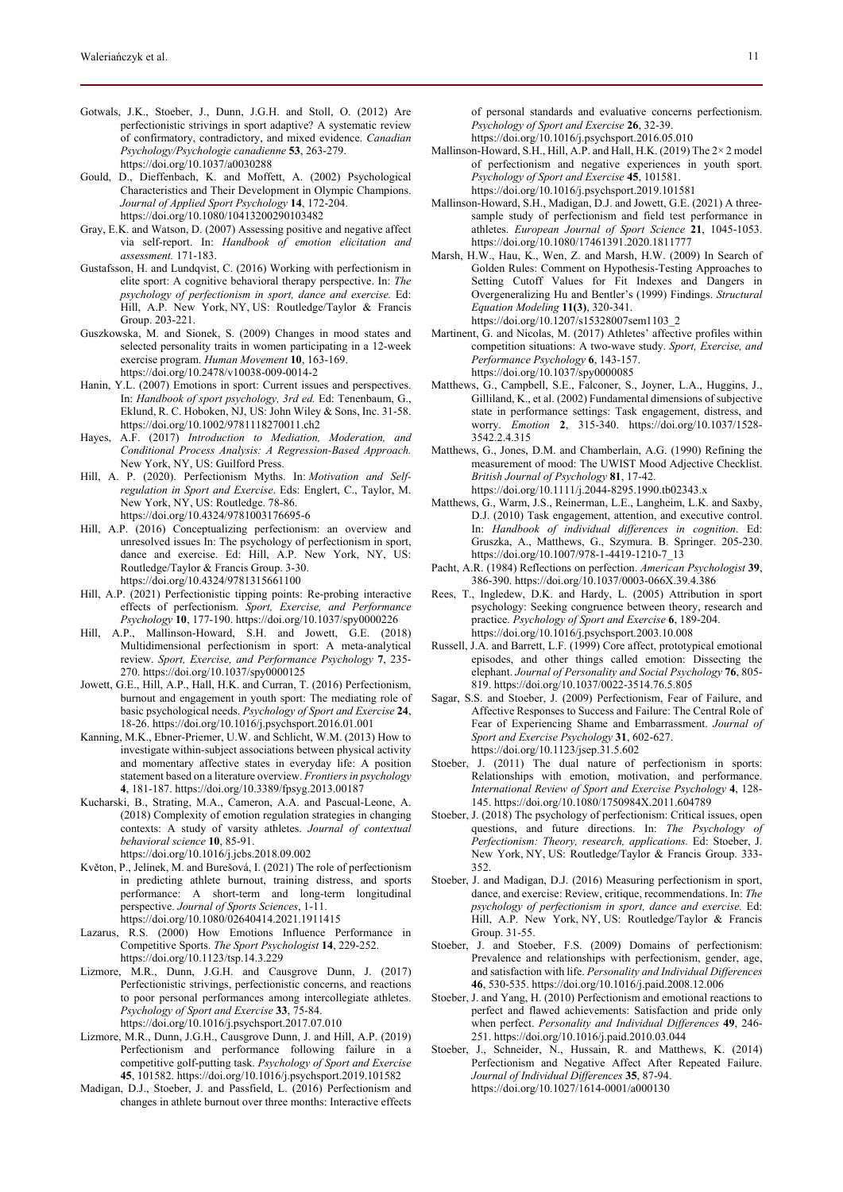Gotwals, J.K., Stoeber, J., Dunn, J.G.H. and Stoll, O. (2012) Are perfectionistic strivings in sport adaptive? A systematic review of confirmatory, contradictory, and mixed evidence. *Canadian Psychology/Psychologie canadienne* **53**, 263-279. https://doi.org/10.1037/a0030288

Gould, D., Dieffenbach, K. and Moffett, A. (2002) Psychological Characteristics and Their Development in Olympic Champions. *Journal of Applied Sport Psychology* **14**, 172-204. https://doi.org/10.1080/10413200290103482

Gray, E.K. and Watson, D. (2007) Assessing positive and negative affect via self-report. In: *Handbook of emotion elicitation and assessment.* 171-183.

Gustafsson, H. and Lundqvist, C. (2016) Working with perfectionism in elite sport: A cognitive behavioral therapy perspective. In: *The psychology of perfectionism in sport, dance and exercise.* Ed: Hill, A.P. New York, NY, US: Routledge/Taylor & Francis Group. 203-221.

Guszkowska, M. and Sionek, S. (2009) Changes in mood states and selected personality traits in women participating in a 12-week exercise program. *Human Movement* **10**, 163-169. https://doi.org/10.2478/v10038-009-0014-2

Hanin, Y.L. (2007) Emotions in sport: Current issues and perspectives. In: *Handbook of sport psychology, 3rd ed.* Ed: Tenenbaum, G., Eklund, R. C. Hoboken, NJ, US: John Wiley & Sons, Inc. 31-58. https://doi.org/10.1002/9781118270011.ch2

Hayes, A.F. (2017) *Introduction to Mediation, Moderation, and Conditional Process Analysis: A Regression-Based Approach.* New York, NY, US: Guilford Press.

Hill, A. P. (2020). Perfectionism Myths. In: *Motivation and Self-regulation in Sport and Exercise*. Eds: Englert, C., Taylor, M. New York, NY, US: Routledge. 78-86. https://doi.org/10.4324/9781003176695-6

Hill, A.P. (2016) Conceptualizing perfectionism: an overview and unresolved issues In: The psychology of perfectionism in sport, dance and exercise. Ed: Hill, A.P. New York, NY, US: Routledge/Taylor & Francis Group. 3-30. https://doi.org/10.4324/9781315661100

Hill, A.P. (2021) Perfectionistic tipping points: Re-probing interactive effects of perfectionism. *Sport, Exercise, and Performance Psychology* **10**, 177-190. https://doi.org/10.1037/spy0000226

Hill, A.P., Mallinson-Howard, S.H. and Jowett, G.E. (2018) Multidimensional perfectionism in sport: A meta-analytical review. *Sport, Exercise, and Performance Psychology* **7**, 235-270. https://doi.org/10.1037/spy0000125

Jowett, G.E., Hill, A.P., Hall, H.K. and Curran, T. (2016) Perfectionism, burnout and engagement in youth sport: The mediating role of basic psychological needs. *Psychology of Sport and Exercise* **24**, 18-26. https://doi.org/10.1016/j.psychsport.2016.01.001

Kanning, M.K., Ebner-Priemer, U.W. and Schlicht, W.M. (2013) How to investigate within-subject associations between physical activity and momentary affective states in everyday life: A position statement based on a literature overview. *Frontiers in psychology* **4**, 181-187. https://doi.org/10.3389/fpsyg.2013.00187

Kucharski, B., Strating, M.A., Cameron, A.A. and Pascual-Leone, A. (2018) Complexity of emotion regulation strategies in changing contexts: A study of varsity athletes. *Journal of contextual behavioral science* **10**, 85-91. https://doi.org/10.1016/j.jcbs.2018.09.002

Květon, P., Jelínek, M. and Burešová, I. (2021) The role of perfectionism in predicting athlete burnout, training distress, and sports performance: A short-term and long-term longitudinal perspective. *Journal of Sports Sciences*, 1-11. https://doi.org/10.1080/02640414.2021.1911415

Lazarus, R.S. (2000) How Emotions Influence Performance in Competitive Sports. *The Sport Psychologist* **14**, 229-252. https://doi.org/10.1123/tsp.14.3.229

Lizmore, M.R., Dunn, J.G.H. and Causgrove Dunn, J. (2017) Perfectionistic strivings, perfectionistic concerns, and reactions to poor personal performances among intercollegiate athletes. *Psychology of Sport and Exercise* **33**, 75-84. https://doi.org/10.1016/j.psychsport.2017.07.010

Lizmore, M.R., Dunn, J.G.H., Causgrove Dunn, J. and Hill, A.P. (2019) Perfectionism and performance following failure in a competitive golf-putting task. *Psychology of Sport and Exercise* **45**, 101582. https://doi.org/10.1016/j.psychsport.2019.101582

Madigan, D.J., Stoeber, J. and Passfield, L. (2016) Perfectionism and changes in athlete burnout over three months: Interactive effects of personal standards and evaluative concerns perfectionism. *Psychology of Sport and Exercise* **26**, 32-39. https://doi.org/10.1016/j.psychsport.2016.05.010

Mallinson-Howard, S.H., Hill, A.P. and Hall, H.K. (2019) The 2× 2 model of perfectionism and negative experiences in youth sport. *Psychology of Sport and Exercise* **45**, 101581. https://doi.org/10.1016/j.psychsport.2019.101581

Mallinson-Howard, S.H., Madigan, D.J. and Jowett, G.E. (2021) A three-sample study of perfectionism and field test performance in athletes. *European Journal of Sport Science* **21**, 1045-1053. https://doi.org/10.1080/17461391.2020.1811777

Marsh, H.W., Hau, K., Wen, Z. and Marsh, H.W. (2009) In Search of Golden Rules: Comment on Hypothesis-Testing Approaches to Setting Cutoff Values for Fit Indexes and Dangers in Overgeneralizing Hu and Bentler's (1999) Findings. *Structural Equation Modeling* **11(3)**, 320-341. https://doi.org/10.1207/s15328007sem1103_2

Martinent, G. and Nicolas, M. (2017) Athletes' affective profiles within competition situations: A two-wave study. *Sport, Exercise, and Performance Psychology* **6**, 143-157. https://doi.org/10.1037/spy0000085

Matthews, G., Campbell, S.E., Falconer, S., Joyner, L.A., Huggins, J., Gilliland, K., et al. (2002) Fundamental dimensions of subjective state in performance settings: Task engagement, distress, and worry. *Emotion* **2**, 315-340. https://doi.org/10.1037/1528-3542.2.4.315

Matthews, G., Jones, D.M. and Chamberlain, A.G. (1990) Refining the measurement of mood: The UWIST Mood Adjective Checklist. *British Journal of Psychology* **81**, 17-42. https://doi.org/10.1111/j.2044-8295.1990.tb02343.x

Matthews, G., Warm, J.S., Reinerman, L.E., Langheim, L.K. and Saxby, D.J. (2010) Task engagement, attention, and executive control. In: *Handbook of individual differences in cognition*. Ed: Gruszka, A., Matthews, G., Szymura. B. Springer. 205-230. https://doi.org/10.1007/978-1-4419-1210-7_13

Pacht, A.R. (1984) Reflections on perfection. *American Psychologist* **39**, 386-390. https://doi.org/10.1037/0003-066X.39.4.386

Rees, T., Ingledew, D.K. and Hardy, L. (2005) Attribution in sport psychology: Seeking congruence between theory, research and practice. *Psychology of Sport and Exercise* **6**, 189-204. https://doi.org/10.1016/j.psychsport.2003.10.008

Russell, J.A. and Barrett, L.F. (1999) Core affect, prototypical emotional episodes, and other things called emotion: Dissecting the elephant. *Journal of Personality and Social Psychology* **76**, 805-819. https://doi.org/10.1037/0022-3514.76.5.805

Sagar, S.S. and Stoeber, J. (2009) Perfectionism, Fear of Failure, and Affective Responses to Success and Failure: The Central Role of Fear of Experiencing Shame and Embarrassment. *Journal of Sport and Exercise Psychology* **31**, 602-627. https://doi.org/10.1123/jsep.31.5.602

Stoeber, J. (2011) The dual nature of perfectionism in sports: Relationships with emotion, motivation, and performance. *International Review of Sport and Exercise Psychology* **4**, 128-145. https://doi.org/10.1080/1750984X.2011.604789

Stoeber, J. (2018) The psychology of perfectionism: Critical issues, open questions, and future directions. In: *The Psychology of Perfectionism: Theory, research, applications.* Ed: Stoeber, J. New York, NY, US: Routledge/Taylor & Francis Group. 333-352.

Stoeber, J. and Madigan, D.J. (2016) Measuring perfectionism in sport, dance, and exercise: Review, critique, recommendations. In: *The psychology of perfectionism in sport, dance and exercise.* Ed: Hill, A.P. New York, NY, US: Routledge/Taylor & Francis Group. 31-55.

Stoeber, J. and Stoeber, F.S. (2009) Domains of perfectionism: Prevalence and relationships with perfectionism, gender, age, and satisfaction with life. *Personality and Individual Differences* **46**, 530-535. https://doi.org/10.1016/j.paid.2008.12.006

Stoeber, J. and Yang, H. (2010) Perfectionism and emotional reactions to perfect and flawed achievements: Satisfaction and pride only when perfect. *Personality and Individual Differences* **49**, 246-251. https://doi.org/10.1016/j.paid.2010.03.044

Stoeber, J., Schneider, N., Hussain, R. and Matthews, K. (2014) Perfectionism and Negative Affect After Repeated Failure. *Journal of Individual Differences* **35**, 87-94. https://doi.org/10.1027/1614-0001/a000130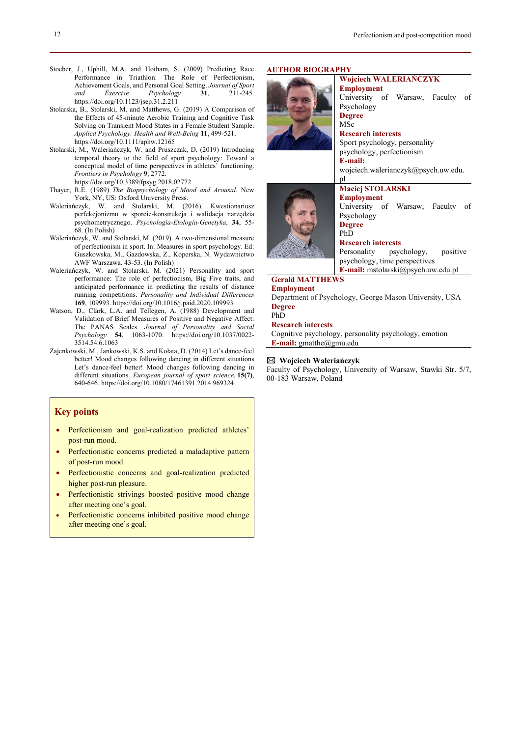Stoeber, J., Uphill, M.A. and Hotham, S. (2009) Predicting Race Performance in Triathlon: The Role of Perfectionism, Achievement Goals, and Personal Goal Setting. *Journal of Sport and Exercise Psychology* **31**, 211-245. https://doi.org/10.1123/jsep.31.2.211

Stolarska, B., Stolarski, M. and Matthews, G. (2019) A Comparison of the Effects of 45-minute Aerobic Training and Cognitive Task Solving on Transient Mood States in a Female Student Sample. *Applied Psychology: Health and Well-Being* **11**, 499-521. https://doi.org/10.1111/aphw.12165

Stolarski, M., Waleriańczyk, W. and Pruszczak, D. (2019) Introducing temporal theory to the field of sport psychology: Toward a conceptual model of time perspectives in athletes' functioning. *Frontiers in Psychology* **9**, 2772. https://doi.org/10.3389/fpsyg.2018.02772

Thayer, R.E. (1989) *The Biopsychology of Mood and Arousal.* New York, NY, US: Oxford University Press.

Waleriańczyk, W. and Stolarski, M. (2016). Kwestionariusz perfekcjonizmu w sporcie-konstrukcja i walidacja narzędzia psychometrycznego. *Psychologia-Etologia-Genetyka*, **34**, 55-68. (In Polish)

Waleriańczyk, W. and Stolarski, M. (2019). A two-dimensional measure of perfectionism in sport. In: Measures in sport psychology. Ed: Guszkowska, M., Gazdowska, Z., Koperska, N. Wydawnictwo AWF Warszawa. 43-53. (In Polish)

Waleriańczyk, W. and Stolarski, M. (2021) Personality and sport performance: The role of perfectionism, Big Five traits, and anticipated performance in predicting the results of distance running competitions. *Personality and Individual Differences* **169**, 109993. https://doi.org/10.1016/j.paid.2020.109993

Watson, D., Clark, L.A. and Tellegen, A. (1988) Development and Validation of Brief Measures of Positive and Negative Affect: The PANAS Scales. *Journal of Personality and Social Psychology* **54**, 1063-1070. https://doi.org/10.1037/0022-3514.54.6.1063

Zajenkowski, M., Jankowski, K.S. and Kołata, D. (2014) Let's dance-feel better! Mood changes following dancing in different situations Let's dance-feel better! Mood changes following dancing in different situations. *European journal of sport science*, **15(7)**, 640-646. https://doi.org/10.1080/17461391.2014.969324

## Key points

- Perfectionism and goal-realization predicted athletes' post-run mood.
- Perfectionistic concerns predicted a maladaptive pattern of post-run mood.
- Perfectionistic concerns and goal-realization predicted higher post-run pleasure.
- Perfectionistic strivings boosted positive mood change after meeting one's goal.
- Perfectionistic concerns inhibited positive mood change after meeting one's goal.

## AUTHOR BIOGRAPHY

**Wojciech WALERIAŃCZYK**
**Employment**
University of Warsaw, Faculty of Psychology
**Degree**
MSc
**Research interests**
Sport psychology, personality psychology, perfectionism
**E-mail:**
wojciech.walerianczyk@psych.uw.edu.pl

**Maciej STOLARSKI**
**Employment**
University of Warsaw, Faculty of Psychology
**Degree**
PhD
**Research interests**
Personality psychology, positive psychology, time perspectives
**E-mail:** mstolarski@psych.uw.edu.pl

**Gerald MATTHEWS**
**Employment**
Department of Psychology, George Mason University, USA
**Degree**
PhD
**Research interests**
Cognitive psychology, personality psychology, emotion
**E-mail:** gmatthe@gmu.edu

✉ **Wojciech Waleriańczyk**
Faculty of Psychology, University of Warsaw, Stawki Str. 5/7, 00-183 Warsaw, Poland